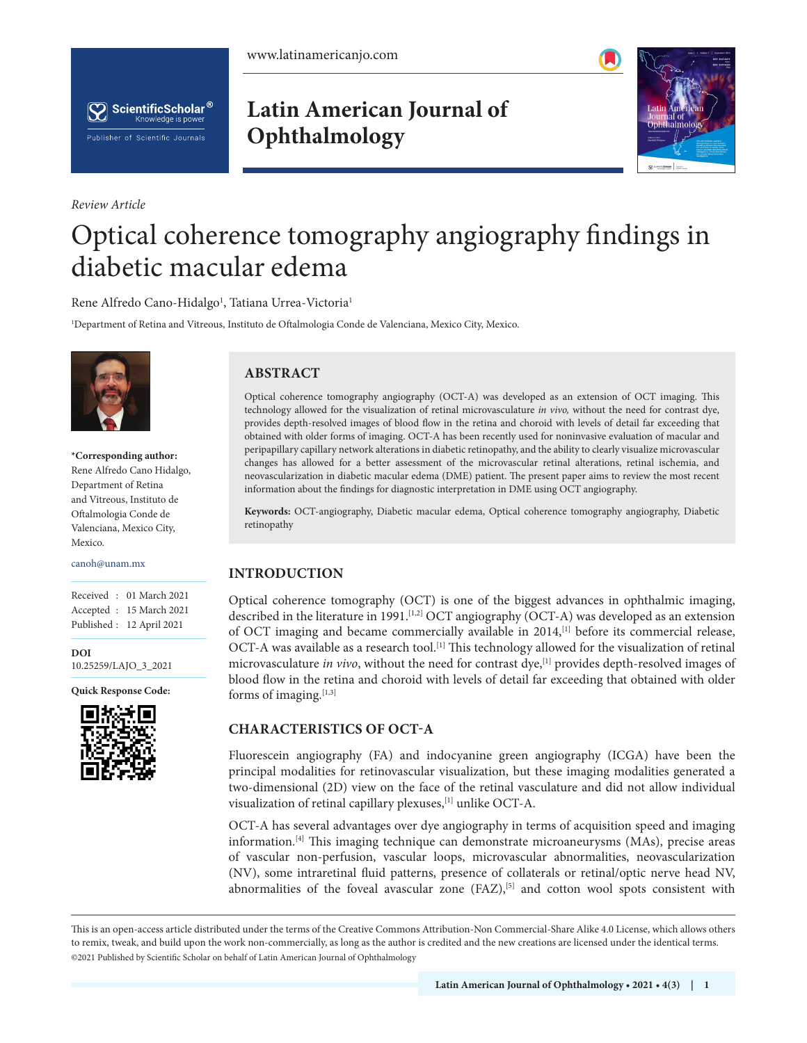*Review Article*

# Optical coherence tomography angiography findings in diabetic macular edema

Rene Alfredo Cano-Hidalgo[1], Tatiana Urrea-Victoria[1]

[1]Department of Retina and Vitreous, Instituto de Oftalmologia Conde de Valenciana, Mexico City, Mexico.

**\*Corresponding author:**
Rene Alfredo Cano Hidalgo, Department of Retina and Vitreous, Instituto de Oftalmologia Conde de Valenciana, Mexico City, Mexico.

canoh@unam.mx

Received : 01 March 2021
Accepted : 15 March 2021
Published : 12 April 2021

**DOI**
10.25259/LAJO_3_2021

**Quick Response Code:**

## ABSTRACT

Optical coherence tomography angiography (OCT-A) was developed as an extension of OCT imaging. This technology allowed for the visualization of retinal microvasculature *in vivo,* without the need for contrast dye, provides depth-resolved images of blood flow in the retina and choroid with levels of detail far exceeding that obtained with older forms of imaging. OCT-A has been recently used for noninvasive evaluation of macular and peripapillary capillary network alterations in diabetic retinopathy, and the ability to clearly visualize microvascular changes has allowed for a better assessment of the microvascular retinal alterations, retinal ischemia, and neovascularization in diabetic macular edema (DME) patient. The present paper aims to review the most recent information about the findings for diagnostic interpretation in DME using OCT angiography.

**Keywords:** OCT-angiography, Diabetic macular edema, Optical coherence tomography angiography, Diabetic retinopathy

## INTRODUCTION

Optical coherence tomography (OCT) is one of the biggest advances in ophthalmic imaging, described in the literature in 1991.[1,2] OCT angiography (OCT-A) was developed as an extension of OCT imaging and became commercially available in 2014,[1] before its commercial release, OCT-A was available as a research tool.[1] This technology allowed for the visualization of retinal microvasculature *in vivo*, without the need for contrast dye,[1] provides depth-resolved images of blood flow in the retina and choroid with levels of detail far exceeding that obtained with older forms of imaging.[1,3]

## CHARACTERISTICS OF OCT-A

Fluorescein angiography (FA) and indocyanine green angiography (ICGA) have been the principal modalities for retinovascular visualization, but these imaging modalities generated a two-dimensional (2D) view on the face of the retinal vasculature and did not allow individual visualization of retinal capillary plexuses,[1] unlike OCT-A.

OCT-A has several advantages over dye angiography in terms of acquisition speed and imaging information.[4] This imaging technique can demonstrate microaneurysms (MAs), precise areas of vascular non-perfusion, vascular loops, microvascular abnormalities, neovascularization (NV), some intraretinal fluid patterns, presence of collaterals or retinal/optic nerve head NV, abnormalities of the foveal avascular zone (FAZ),[5] and cotton wool spots consistent with

This is an open-access article distributed under the terms of the Creative Commons Attribution-Non Commercial-Share Alike 4.0 License, which allows others to remix, tweak, and build upon the work non-commercially, as long as the author is credited and the new creations are licensed under the identical terms.
©2021 Published by Scientific Scholar on behalf of Latin American Journal of Ophthalmology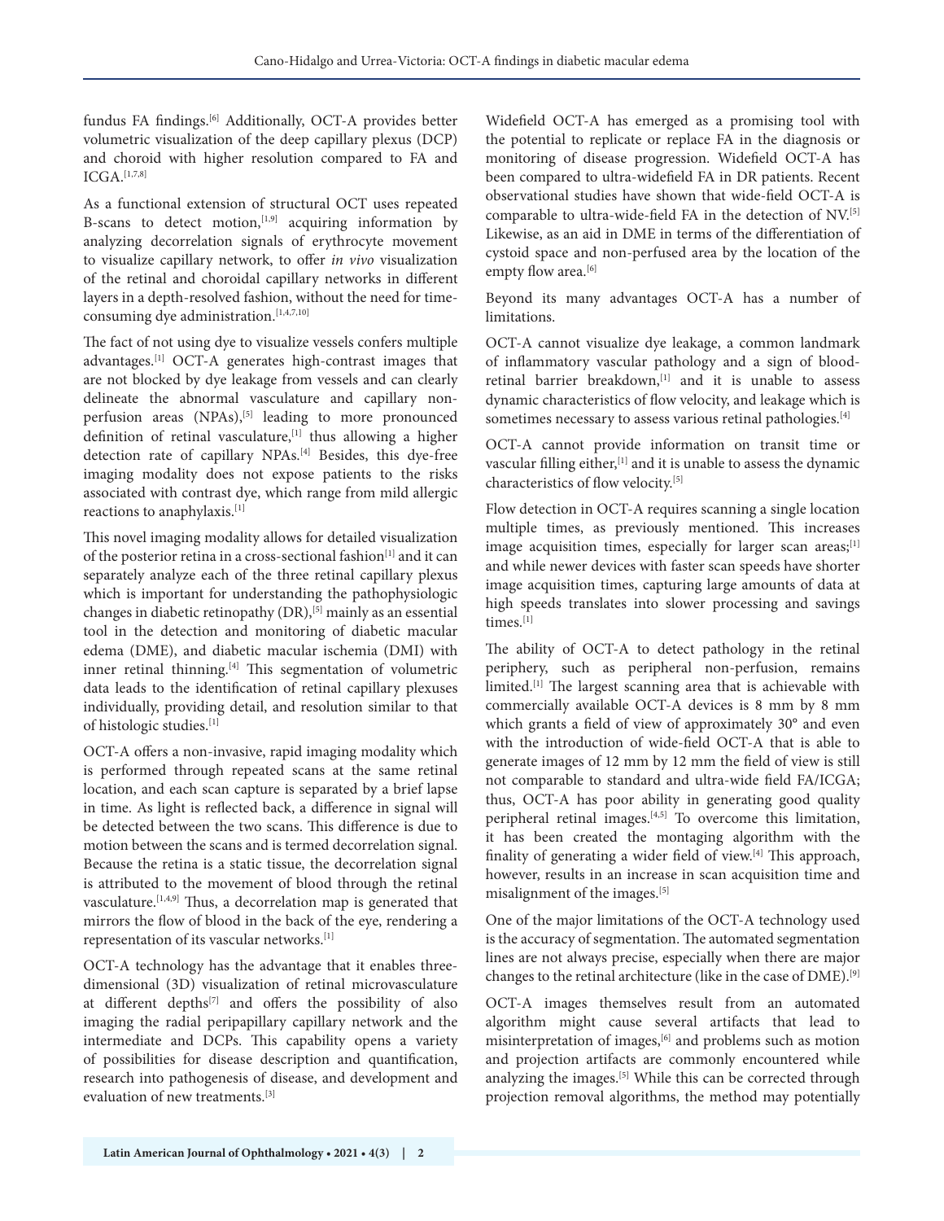fundus FA findings.[6] Additionally, OCT-A provides better volumetric visualization of the deep capillary plexus (DCP) and choroid with higher resolution compared to FA and ICGA.[1,7,8]

As a functional extension of structural OCT uses repeated B-scans to detect motion,[1,9] acquiring information by analyzing decorrelation signals of erythrocyte movement to visualize capillary network, to offer *in vivo* visualization of the retinal and choroidal capillary networks in different layers in a depth-resolved fashion, without the need for time-consuming dye administration.[1,4,7,10]

The fact of not using dye to visualize vessels confers multiple advantages.[1] OCT-A generates high-contrast images that are not blocked by dye leakage from vessels and can clearly delineate the abnormal vasculature and capillary non-perfusion areas (NPAs),[5] leading to more pronounced definition of retinal vasculature,[1] thus allowing a higher detection rate of capillary NPAs.[4] Besides, this dye-free imaging modality does not expose patients to the risks associated with contrast dye, which range from mild allergic reactions to anaphylaxis.[1]

This novel imaging modality allows for detailed visualization of the posterior retina in a cross-sectional fashion[1] and it can separately analyze each of the three retinal capillary plexus which is important for understanding the pathophysiologic changes in diabetic retinopathy (DR),[5] mainly as an essential tool in the detection and monitoring of diabetic macular edema (DME), and diabetic macular ischemia (DMI) with inner retinal thinning.[4] This segmentation of volumetric data leads to the identification of retinal capillary plexuses individually, providing detail, and resolution similar to that of histologic studies.[1]

OCT-A offers a non-invasive, rapid imaging modality which is performed through repeated scans at the same retinal location, and each scan capture is separated by a brief lapse in time. As light is reflected back, a difference in signal will be detected between the two scans. This difference is due to motion between the scans and is termed decorrelation signal. Because the retina is a static tissue, the decorrelation signal is attributed to the movement of blood through the retinal vasculature.[1,4,9] Thus, a decorrelation map is generated that mirrors the flow of blood in the back of the eye, rendering a representation of its vascular networks.[1]

OCT-A technology has the advantage that it enables three-dimensional (3D) visualization of retinal microvasculature at different depths[7] and offers the possibility of also imaging the radial peripapillary capillary network and the intermediate and DCPs. This capability opens a variety of possibilities for disease description and quantification, research into pathogenesis of disease, and development and evaluation of new treatments.[3]

Widefield OCT-A has emerged as a promising tool with the potential to replicate or replace FA in the diagnosis or monitoring of disease progression. Widefield OCT-A has been compared to ultra-widefield FA in DR patients. Recent observational studies have shown that wide-field OCT-A is comparable to ultra-wide-field FA in the detection of NV.[5] Likewise, as an aid in DME in terms of the differentiation of cystoid space and non-perfused area by the location of the empty flow area.[6]

Beyond its many advantages OCT-A has a number of limitations.

OCT-A cannot visualize dye leakage, a common landmark of inflammatory vascular pathology and a sign of blood-retinal barrier breakdown,[1] and it is unable to assess dynamic characteristics of flow velocity, and leakage which is sometimes necessary to assess various retinal pathologies.[4]

OCT-A cannot provide information on transit time or vascular filling either,[1] and it is unable to assess the dynamic characteristics of flow velocity.[5]

Flow detection in OCT-A requires scanning a single location multiple times, as previously mentioned. This increases image acquisition times, especially for larger scan areas;[1] and while newer devices with faster scan speeds have shorter image acquisition times, capturing large amounts of data at high speeds translates into slower processing and savings times.[1]

The ability of OCT-A to detect pathology in the retinal periphery, such as peripheral non-perfusion, remains limited.[1] The largest scanning area that is achievable with commercially available OCT-A devices is 8 mm by 8 mm which grants a field of view of approximately 30° and even with the introduction of wide-field OCT-A that is able to generate images of 12 mm by 12 mm the field of view is still not comparable to standard and ultra-wide field FA/ICGA; thus, OCT-A has poor ability in generating good quality peripheral retinal images.[4,5] To overcome this limitation, it has been created the montaging algorithm with the finality of generating a wider field of view.[4] This approach, however, results in an increase in scan acquisition time and misalignment of the images.[5]

One of the major limitations of the OCT-A technology used is the accuracy of segmentation. The automated segmentation lines are not always precise, especially when there are major changes to the retinal architecture (like in the case of DME).[9]

OCT-A images themselves result from an automated algorithm might cause several artifacts that lead to misinterpretation of images,[6] and problems such as motion and projection artifacts are commonly encountered while analyzing the images.[5] While this can be corrected through projection removal algorithms, the method may potentially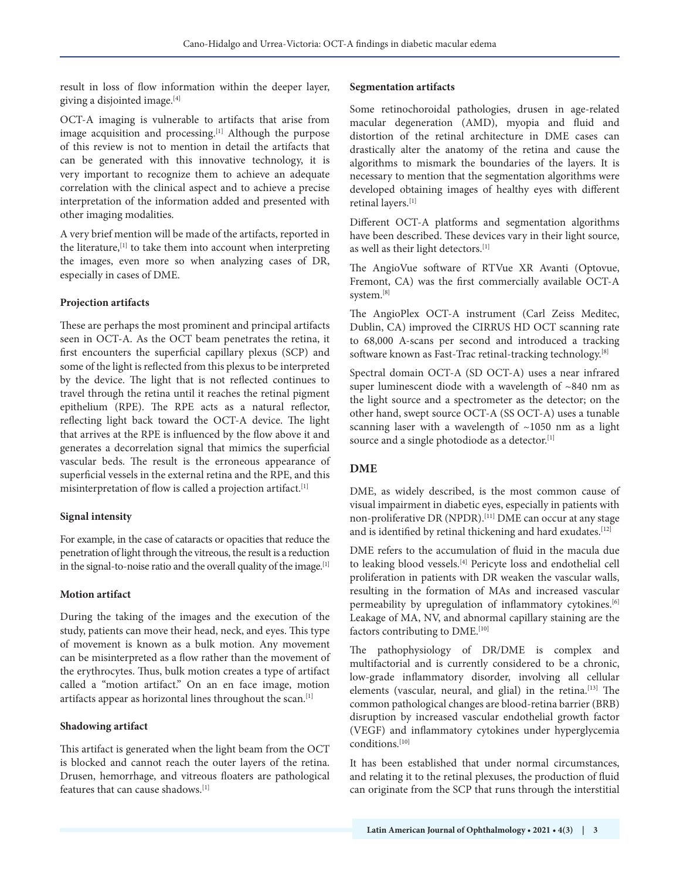result in loss of flow information within the deeper layer, giving a disjointed image.[4]

OCT-A imaging is vulnerable to artifacts that arise from image acquisition and processing.[1] Although the purpose of this review is not to mention in detail the artifacts that can be generated with this innovative technology, it is very important to recognize them to achieve an adequate correlation with the clinical aspect and to achieve a precise interpretation of the information added and presented with other imaging modalities.

A very brief mention will be made of the artifacts, reported in the literature,[1] to take them into account when interpreting the images, even more so when analyzing cases of DR, especially in cases of DME.

**Projection artifacts**

These are perhaps the most prominent and principal artifacts seen in OCT-A. As the OCT beam penetrates the retina, it first encounters the superficial capillary plexus (SCP) and some of the light is reflected from this plexus to be interpreted by the device. The light that is not reflected continues to travel through the retina until it reaches the retinal pigment epithelium (RPE). The RPE acts as a natural reflector, reflecting light back toward the OCT-A device. The light that arrives at the RPE is influenced by the flow above it and generates a decorrelation signal that mimics the superficial vascular beds. The result is the erroneous appearance of superficial vessels in the external retina and the RPE, and this misinterpretation of flow is called a projection artifact.[1]

**Signal intensity**

For example, in the case of cataracts or opacities that reduce the penetration of light through the vitreous, the result is a reduction in the signal-to-noise ratio and the overall quality of the image.[1]

**Motion artifact**

During the taking of the images and the execution of the study, patients can move their head, neck, and eyes. This type of movement is known as a bulk motion. Any movement can be misinterpreted as a flow rather than the movement of the erythrocytes. Thus, bulk motion creates a type of artifact called a "motion artifact." On an en face image, motion artifacts appear as horizontal lines throughout the scan.[1]

**Shadowing artifact**

This artifact is generated when the light beam from the OCT is blocked and cannot reach the outer layers of the retina. Drusen, hemorrhage, and vitreous floaters are pathological features that can cause shadows.[1]

**Segmentation artifacts**

Some retinochoroidal pathologies, drusen in age-related macular degeneration (AMD), myopia and fluid and distortion of the retinal architecture in DME cases can drastically alter the anatomy of the retina and cause the algorithms to mismark the boundaries of the layers. It is necessary to mention that the segmentation algorithms were developed obtaining images of healthy eyes with different retinal layers.[1]

Different OCT-A platforms and segmentation algorithms have been described. These devices vary in their light source, as well as their light detectors.[1]

The AngioVue software of RTVue XR Avanti (Optovue, Fremont, CA) was the first commercially available OCT-A system.[8]

The AngioPlex OCT-A instrument (Carl Zeiss Meditec, Dublin, CA) improved the CIRRUS HD OCT scanning rate to 68,000 A-scans per second and introduced a tracking software known as Fast-Trac retinal-tracking technology.[8]

Spectral domain OCT-A (SD OCT-A) uses a near infrared super luminescent diode with a wavelength of ~840 nm as the light source and a spectrometer as the detector; on the other hand, swept source OCT-A (SS OCT-A) uses a tunable scanning laser with a wavelength of ~1050 nm as a light source and a single photodiode as a detector.[1]

## DME

DME, as widely described, is the most common cause of visual impairment in diabetic eyes, especially in patients with non-proliferative DR (NPDR).[11] DME can occur at any stage and is identified by retinal thickening and hard exudates.[12]

DME refers to the accumulation of fluid in the macula due to leaking blood vessels.[4] Pericyte loss and endothelial cell proliferation in patients with DR weaken the vascular walls, resulting in the formation of MAs and increased vascular permeability by upregulation of inflammatory cytokines.[6] Leakage of MA, NV, and abnormal capillary staining are the factors contributing to DME.[10]

The pathophysiology of DR/DME is complex and multifactorial and is currently considered to be a chronic, low-grade inflammatory disorder, involving all cellular elements (vascular, neural, and glial) in the retina.[13] The common pathological changes are blood-retina barrier (BRB) disruption by increased vascular endothelial growth factor (VEGF) and inflammatory cytokines under hyperglycemia conditions.[10]

It has been established that under normal circumstances, and relating it to the retinal plexuses, the production of fluid can originate from the SCP that runs through the interstitial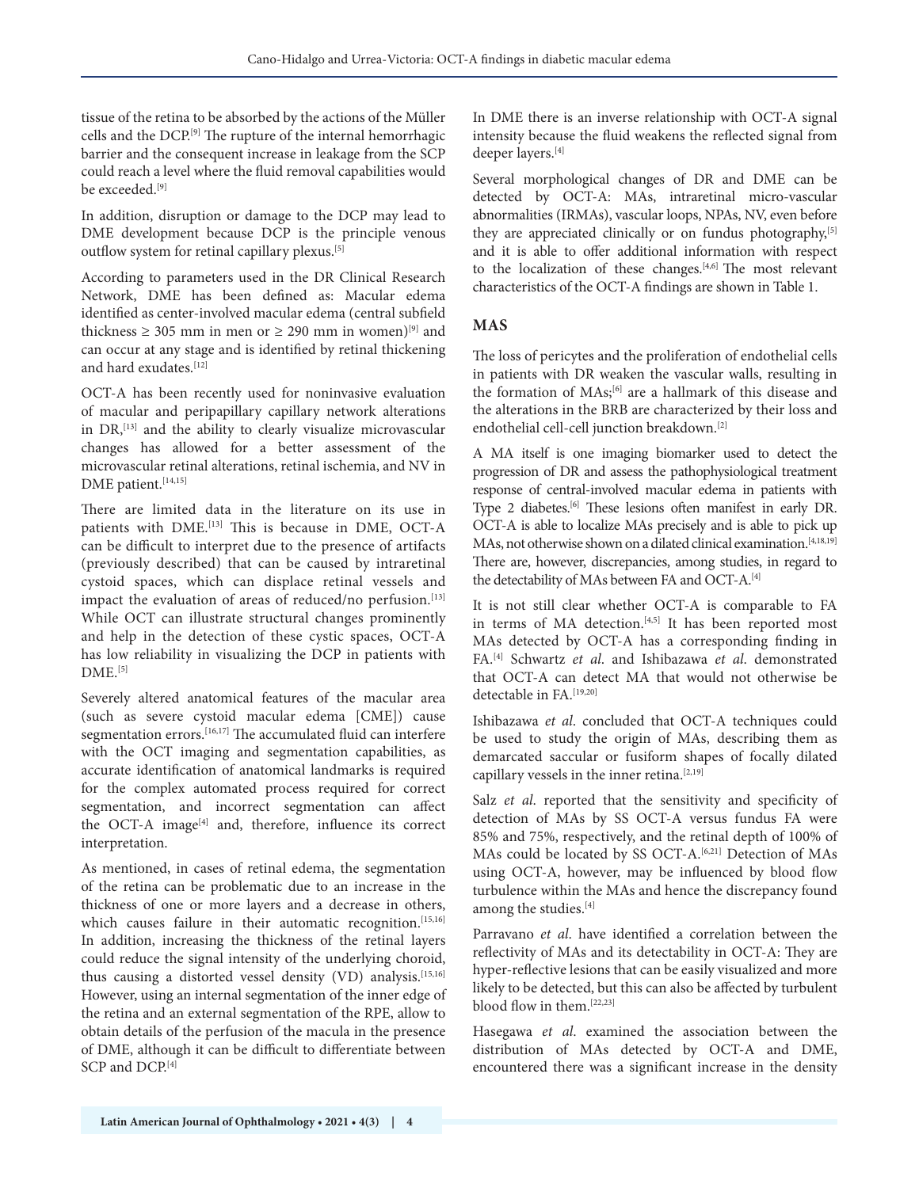tissue of the retina to be absorbed by the actions of the Müller cells and the DCP.[9] The rupture of the internal hemorrhagic barrier and the consequent increase in leakage from the SCP could reach a level where the fluid removal capabilities would be exceeded.[9]

In addition, disruption or damage to the DCP may lead to DME development because DCP is the principle venous outflow system for retinal capillary plexus.[5]

According to parameters used in the DR Clinical Research Network, DME has been defined as: Macular edema identified as center-involved macular edema (central subfield thickness ≥ 305 mm in men or ≥ 290 mm in women)[9] and can occur at any stage and is identified by retinal thickening and hard exudates.[12]

OCT-A has been recently used for noninvasive evaluation of macular and peripapillary capillary network alterations in DR,[13] and the ability to clearly visualize microvascular changes has allowed for a better assessment of the microvascular retinal alterations, retinal ischemia, and NV in DME patient.[14,15]

There are limited data in the literature on its use in patients with DME.[13] This is because in DME, OCT-A can be difficult to interpret due to the presence of artifacts (previously described) that can be caused by intraretinal cystoid spaces, which can displace retinal vessels and impact the evaluation of areas of reduced/no perfusion.[13] While OCT can illustrate structural changes prominently and help in the detection of these cystic spaces, OCT-A has low reliability in visualizing the DCP in patients with DME.[5]

Severely altered anatomical features of the macular area (such as severe cystoid macular edema [CME]) cause segmentation errors.[16,17] The accumulated fluid can interfere with the OCT imaging and segmentation capabilities, as accurate identification of anatomical landmarks is required for the complex automated process required for correct segmentation, and incorrect segmentation can affect the OCT-A image[4] and, therefore, influence its correct interpretation.

As mentioned, in cases of retinal edema, the segmentation of the retina can be problematic due to an increase in the thickness of one or more layers and a decrease in others, which causes failure in their automatic recognition.[15,16] In addition, increasing the thickness of the retinal layers could reduce the signal intensity of the underlying choroid, thus causing a distorted vessel density (VD) analysis.[15,16] However, using an internal segmentation of the inner edge of the retina and an external segmentation of the RPE, allow to obtain details of the perfusion of the macula in the presence of DME, although it can be difficult to differentiate between SCP and DCP.[4]

In DME there is an inverse relationship with OCT-A signal intensity because the fluid weakens the reflected signal from deeper layers.[4]

Several morphological changes of DR and DME can be detected by OCT-A: MAs, intraretinal micro-vascular abnormalities (IRMAs), vascular loops, NPAs, NV, even before they are appreciated clinically or on fundus photography,[5] and it is able to offer additional information with respect to the localization of these changes.[4,6] The most relevant characteristics of the OCT-A findings are shown in Table 1.

## MAS

The loss of pericytes and the proliferation of endothelial cells in patients with DR weaken the vascular walls, resulting in the formation of MAs;[6] are a hallmark of this disease and the alterations in the BRB are characterized by their loss and endothelial cell-cell junction breakdown.[2]

A MA itself is one imaging biomarker used to detect the progression of DR and assess the pathophysiological treatment response of central-involved macular edema in patients with Type 2 diabetes.[6] These lesions often manifest in early DR. OCT-A is able to localize MAs precisely and is able to pick up MAs, not otherwise shown on a dilated clinical examination.[4,18,19] There are, however, discrepancies, among studies, in regard to the detectability of MAs between FA and OCT-A.[4]

It is not still clear whether OCT-A is comparable to FA in terms of MA detection.[4,5] It has been reported most MAs detected by OCT-A has a corresponding finding in FA.[4] Schwartz *et al*. and Ishibazawa *et al*. demonstrated that OCT-A can detect MA that would not otherwise be detectable in FA.[19,20]

Ishibazawa *et al*. concluded that OCT-A techniques could be used to study the origin of MAs, describing them as demarcated saccular or fusiform shapes of focally dilated capillary vessels in the inner retina.[2,19]

Salz *et al*. reported that the sensitivity and specificity of detection of MAs by SS OCT-A versus fundus FA were 85% and 75%, respectively, and the retinal depth of 100% of MAs could be located by SS OCT-A.[6,21] Detection of MAs using OCT-A, however, may be influenced by blood flow turbulence within the MAs and hence the discrepancy found among the studies.[4]

Parravano *et al*. have identified a correlation between the reflectivity of MAs and its detectability in OCT-A: They are hyper-reflective lesions that can be easily visualized and more likely to be detected, but this can also be affected by turbulent blood flow in them.[22,23]

Hasegawa *et al*. examined the association between the distribution of MAs detected by OCT-A and DME, encountered there was a significant increase in the density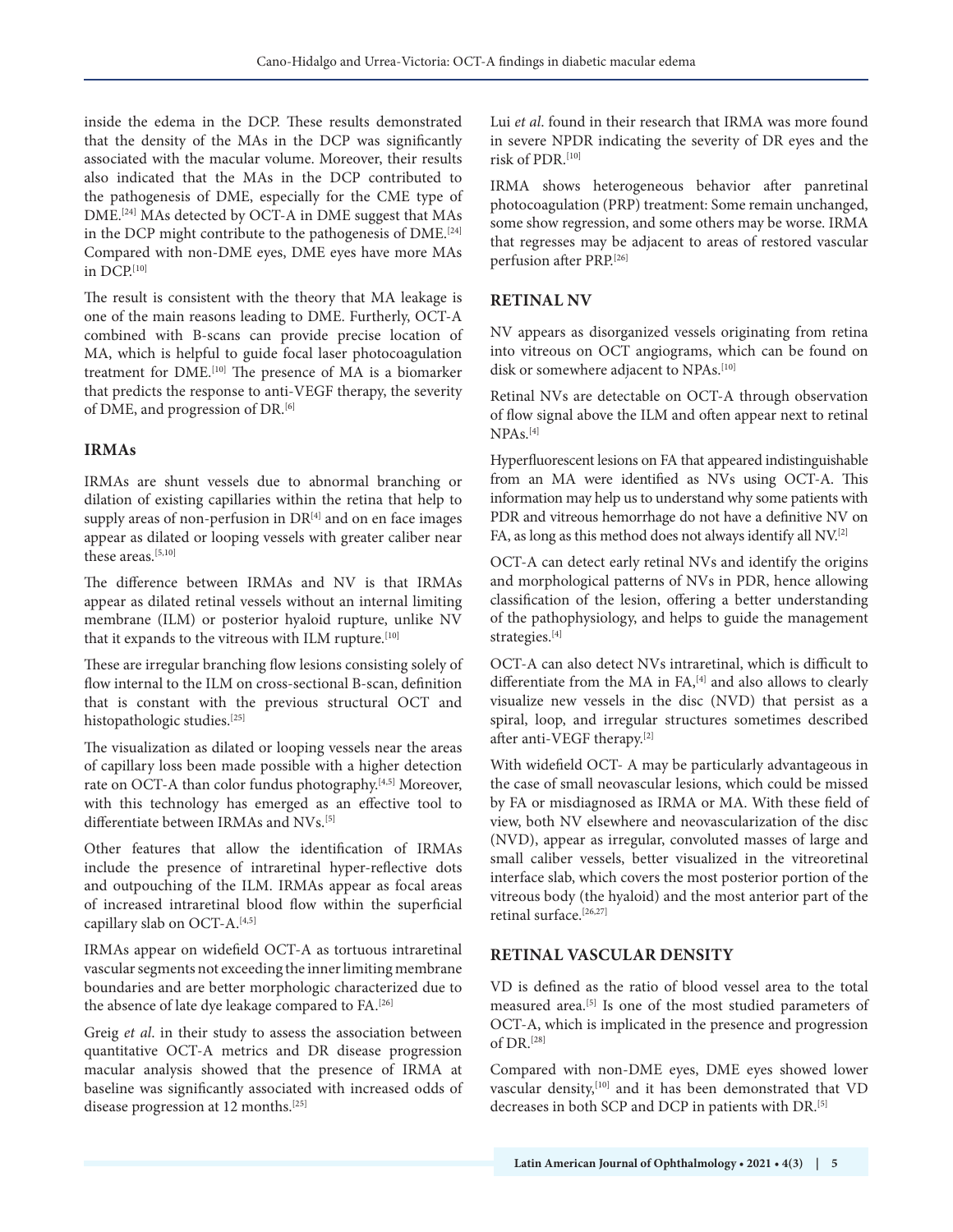inside the edema in the DCP. These results demonstrated that the density of the MAs in the DCP was significantly associated with the macular volume. Moreover, their results also indicated that the MAs in the DCP contributed to the pathogenesis of DME, especially for the CME type of DME.[24] MAs detected by OCT-A in DME suggest that MAs in the DCP might contribute to the pathogenesis of DME.[24] Compared with non-DME eyes, DME eyes have more MAs in DCP.[10]

The result is consistent with the theory that MA leakage is one of the main reasons leading to DME. Furtherly, OCT-A combined with B-scans can provide precise location of MA, which is helpful to guide focal laser photocoagulation treatment for DME.[10] The presence of MA is a biomarker that predicts the response to anti-VEGF therapy, the severity of DME, and progression of DR.[6]

## IRMAs

IRMAs are shunt vessels due to abnormal branching or dilation of existing capillaries within the retina that help to supply areas of non-perfusion in DR[4] and on en face images appear as dilated or looping vessels with greater caliber near these areas.[5,10]

The difference between IRMAs and NV is that IRMAs appear as dilated retinal vessels without an internal limiting membrane (ILM) or posterior hyaloid rupture, unlike NV that it expands to the vitreous with ILM rupture.[10]

These are irregular branching flow lesions consisting solely of flow internal to the ILM on cross-sectional B-scan, definition that is constant with the previous structural OCT and histopathologic studies.[25]

The visualization as dilated or looping vessels near the areas of capillary loss been made possible with a higher detection rate on OCT-A than color fundus photography.[4,5] Moreover, with this technology has emerged as an effective tool to differentiate between IRMAs and NVs.[5]

Other features that allow the identification of IRMAs include the presence of intraretinal hyper-reflective dots and outpouching of the ILM. IRMAs appear as focal areas of increased intraretinal blood flow within the superficial capillary slab on OCT-A.[4,5]

IRMAs appear on widefield OCT-A as tortuous intraretinal vascular segments not exceeding the inner limiting membrane boundaries and are better morphologic characterized due to the absence of late dye leakage compared to FA.[26]

Greig *et al*. in their study to assess the association between quantitative OCT-A metrics and DR disease progression macular analysis showed that the presence of IRMA at baseline was significantly associated with increased odds of disease progression at 12 months.[25]

Lui *et al*. found in their research that IRMA was more found in severe NPDR indicating the severity of DR eyes and the risk of PDR.[10]

IRMA shows heterogeneous behavior after panretinal photocoagulation (PRP) treatment: Some remain unchanged, some show regression, and some others may be worse. IRMA that regresses may be adjacent to areas of restored vascular perfusion after PRP.[26]

## RETINAL NV

NV appears as disorganized vessels originating from retina into vitreous on OCT angiograms, which can be found on disk or somewhere adjacent to NPAs.[10]

Retinal NVs are detectable on OCT-A through observation of flow signal above the ILM and often appear next to retinal NPAs.[4]

Hyperfluorescent lesions on FA that appeared indistinguishable from an MA were identified as NVs using OCT-A. This information may help us to understand why some patients with PDR and vitreous hemorrhage do not have a definitive NV on FA, as long as this method does not always identify all NV.[2]

OCT-A can detect early retinal NVs and identify the origins and morphological patterns of NVs in PDR, hence allowing classification of the lesion, offering a better understanding of the pathophysiology, and helps to guide the management strategies.[4]

OCT-A can also detect NVs intraretinal, which is difficult to differentiate from the MA in FA,[4] and also allows to clearly visualize new vessels in the disc (NVD) that persist as a spiral, loop, and irregular structures sometimes described after anti-VEGF therapy.[2]

With widefield OCT- A may be particularly advantageous in the case of small neovascular lesions, which could be missed by FA or misdiagnosed as IRMA or MA. With these field of view, both NV elsewhere and neovascularization of the disc (NVD), appear as irregular, convoluted masses of large and small caliber vessels, better visualized in the vitreoretinal interface slab, which covers the most posterior portion of the vitreous body (the hyaloid) and the most anterior part of the retinal surface.[26,27]

## RETINAL VASCULAR DENSITY

VD is defined as the ratio of blood vessel area to the total measured area.[5] Is one of the most studied parameters of OCT-A, which is implicated in the presence and progression of DR.[28]

Compared with non-DME eyes, DME eyes showed lower vascular density,[10] and it has been demonstrated that VD decreases in both SCP and DCP in patients with DR.[5]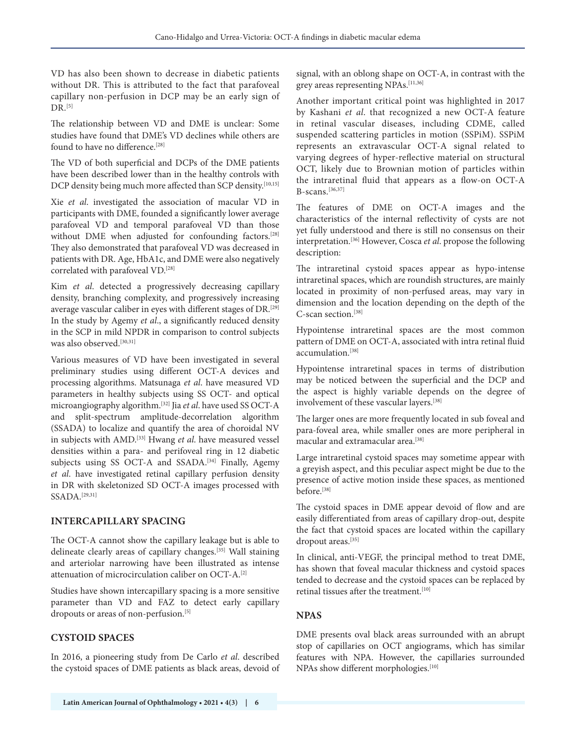VD has also been shown to decrease in diabetic patients without DR. This is attributed to the fact that parafoveal capillary non-perfusion in DCP may be an early sign of DR.[5]

The relationship between VD and DME is unclear: Some studies have found that DME's VD declines while others are found to have no difference.[28]

The VD of both superficial and DCPs of the DME patients have been described lower than in the healthy controls with DCP density being much more affected than SCP density.[10,15]

Xie *et al*. investigated the association of macular VD in participants with DME, founded a significantly lower average parafoveal VD and temporal parafoveal VD than those without DME when adjusted for confounding factors.[28] They also demonstrated that parafoveal VD was decreased in patients with DR. Age, HbA1c, and DME were also negatively correlated with parafoveal VD.[28]

Kim *et al*. detected a progressively decreasing capillary density, branching complexity, and progressively increasing average vascular caliber in eyes with different stages of DR.[29] In the study by Agemy *et al*., a significantly reduced density in the SCP in mild NPDR in comparison to control subjects was also observed.[30,31]

Various measures of VD have been investigated in several preliminary studies using different OCT-A devices and processing algorithms. Matsunaga *et al*. have measured VD parameters in healthy subjects using SS OCT- and optical microangiography algorithm.[32] Jia *et al*. have used SS OCT-A and split-spectrum amplitude-decorrelation algorithm (SSADA) to localize and quantify the area of choroidal NV in subjects with AMD.[33] Hwang *et al*. have measured vessel densities within a para- and perifoveal ring in 12 diabetic subjects using SS OCT-A and SSADA.[34] Finally, Agemy *et al*. have investigated retinal capillary perfusion density in DR with skeletonized SD OCT-A images processed with SSADA.[29,31]

## INTERCAPILLARY SPACING

The OCT-A cannot show the capillary leakage but is able to delineate clearly areas of capillary changes.[35] Wall staining and arteriolar narrowing have been illustrated as intense attenuation of microcirculation caliber on OCT-A.[2]

Studies have shown intercapillary spacing is a more sensitive parameter than VD and FAZ to detect early capillary dropouts or areas of non-perfusion.[5]

## CYSTOID SPACES

In 2016, a pioneering study from De Carlo *et al*. described the cystoid spaces of DME patients as black areas, devoid of signal, with an oblong shape on OCT-A, in contrast with the grey areas representing NPAs.[11,36]

Another important critical point was highlighted in 2017 by Kashani *et al*. that recognized a new OCT-A feature in retinal vascular diseases, including CDME, called suspended scattering particles in motion (SSPiM). SSPiM represents an extravascular OCT-A signal related to varying degrees of hyper-reflective material on structural OCT, likely due to Brownian motion of particles within the intraretinal fluid that appears as a flow-on OCT-A B-scans.[36,37]

The features of DME on OCT-A images and the characteristics of the internal reflectivity of cysts are not yet fully understood and there is still no consensus on their interpretation.[36] However, Cosca *et al*. propose the following description:

The intraretinal cystoid spaces appear as hypo-intense intraretinal spaces, which are roundish structures, are mainly located in proximity of non-perfused areas, may vary in dimension and the location depending on the depth of the C-scan section.[38]

Hypointense intraretinal spaces are the most common pattern of DME on OCT-A, associated with intra retinal fluid accumulation.[38]

Hypointense intraretinal spaces in terms of distribution may be noticed between the superficial and the DCP and the aspect is highly variable depends on the degree of involvement of these vascular layers.[38]

The larger ones are more frequently located in sub foveal and para-foveal area, while smaller ones are more peripheral in macular and extramacular area.[38]

Large intraretinal cystoid spaces may sometime appear with a greyish aspect, and this peculiar aspect might be due to the presence of active motion inside these spaces, as mentioned before.[38]

The cystoid spaces in DME appear devoid of flow and are easily differentiated from areas of capillary drop-out, despite the fact that cystoid spaces are located within the capillary dropout areas.[35]

In clinical, anti-VEGF, the principal method to treat DME, has shown that foveal macular thickness and cystoid spaces tended to decrease and the cystoid spaces can be replaced by retinal tissues after the treatment.[10]

## NPAS

DME presents oval black areas surrounded with an abrupt stop of capillaries on OCT angiograms, which has similar features with NPA. However, the capillaries surrounded NPAs show different morphologies.[10]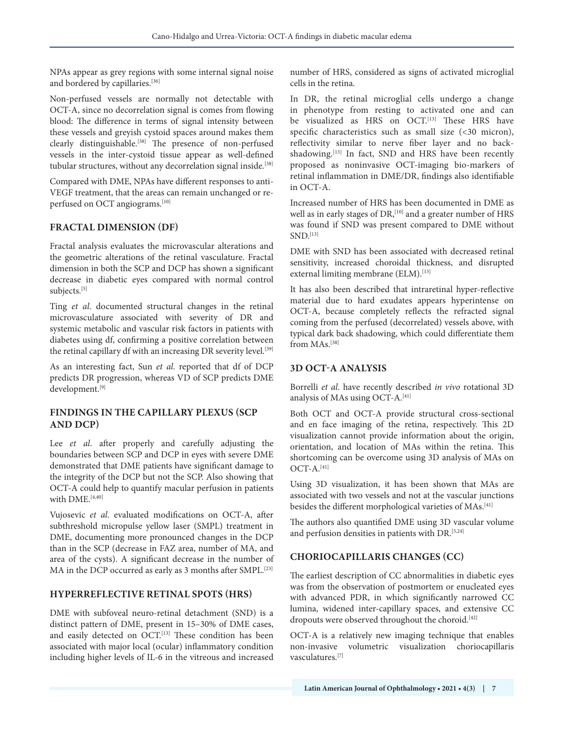NPAs appear as grey regions with some internal signal noise and bordered by capillaries.[36]

Non-perfused vessels are normally not detectable with OCT-A, since no decorrelation signal is comes from flowing blood: The difference in terms of signal intensity between these vessels and greyish cystoid spaces around makes them clearly distinguishable.[38] The presence of non-perfused vessels in the inter-cystoid tissue appear as well-defined tubular structures, without any decorrelation signal inside.[38]

Compared with DME, NPAs have different responses to anti-VEGF treatment, that the areas can remain unchanged or re-perfused on OCT angiograms.[10]

## FRACTAL DIMENSION (DF)

Fractal analysis evaluates the microvascular alterations and the geometric alterations of the retinal vasculature. Fractal dimension in both the SCP and DCP has shown a significant decrease in diabetic eyes compared with normal control subjects.[5]

Ting *et al*. documented structural changes in the retinal microvasculature associated with severity of DR and systemic metabolic and vascular risk factors in patients with diabetes using df, confirming a positive correlation between the retinal capillary df with an increasing DR severity level.[39]

As an interesting fact, Sun *et al*. reported that df of DCP predicts DR progression, whereas VD of SCP predicts DME development.[9]

## FINDINGS IN THE CAPILLARY PLEXUS (SCP AND DCP)

Lee *et al*. after properly and carefully adjusting the boundaries between SCP and DCP in eyes with severe DME demonstrated that DME patients have significant damage to the integrity of the DCP but not the SCP. Also showing that OCT-A could help to quantify macular perfusion in patients with DME.[4,40]

Vujosevic *et al*. evaluated modifications on OCT-A, after subthreshold micropulse yellow laser (SMPL) treatment in DME, documenting more pronounced changes in the DCP than in the SCP (decrease in FAZ area, number of MA, and area of the cysts). A significant decrease in the number of MA in the DCP occurred as early as 3 months after SMPL.[23]

## HYPERREFLECTIVE RETINAL SPOTS (HRS)

DME with subfoveal neuro-retinal detachment (SND) is a distinct pattern of DME, present in 15–30% of DME cases, and easily detected on OCT.[13] These condition has been associated with major local (ocular) inflammatory condition including higher levels of IL-6 in the vitreous and increased number of HRS, considered as signs of activated microglial cells in the retina.

In DR, the retinal microglial cells undergo a change in phenotype from resting to activated one and can be visualized as HRS on OCT.[13] These HRS have specific characteristics such as small size (<30 micron), reflectivity similar to nerve fiber layer and no back-shadowing.[13] In fact, SND and HRS have been recently proposed as noninvasive OCT-imaging bio-markers of retinal inflammation in DME/DR, findings also identifiable in OCT-A.

Increased number of HRS has been documented in DME as well as in early stages of DR,[10] and a greater number of HRS was found if SND was present compared to DME without SND.[13]

DME with SND has been associated with decreased retinal sensitivity, increased choroidal thickness, and disrupted external limiting membrane (ELM).[13]

It has also been described that intraretinal hyper-reflective material due to hard exudates appears hyperintense on OCT-A, because completely reflects the refracted signal coming from the perfused (decorrelated) vessels above, with typical dark back shadowing, which could differentiate them from MAs.[38]

## 3D OCT-A ANALYSIS

Borrelli *et al*. have recently described *in vivo* rotational 3D analysis of MAs using OCT-A.[41]

Both OCT and OCT-A provide structural cross-sectional and en face imaging of the retina, respectively. This 2D visualization cannot provide information about the origin, orientation, and location of MAs within the retina. This shortcoming can be overcome using 3D analysis of MAs on OCT-A.[41]

Using 3D visualization, it has been shown that MAs are associated with two vessels and not at the vascular junctions besides the different morphological varieties of MAs.[41]

The authors also quantified DME using 3D vascular volume and perfusion densities in patients with DR.[5,24]

## CHORIOCAPILLARIS CHANGES (CC)

The earliest description of CC abnormalities in diabetic eyes was from the observation of postmortem or enucleated eyes with advanced PDR, in which significantly narrowed CC lumina, widened inter-capillary spaces, and extensive CC dropouts were observed throughout the choroid.[42]

OCT-A is a relatively new imaging technique that enables non-invasive volumetric visualization choriocapillaris vasculatures.[7]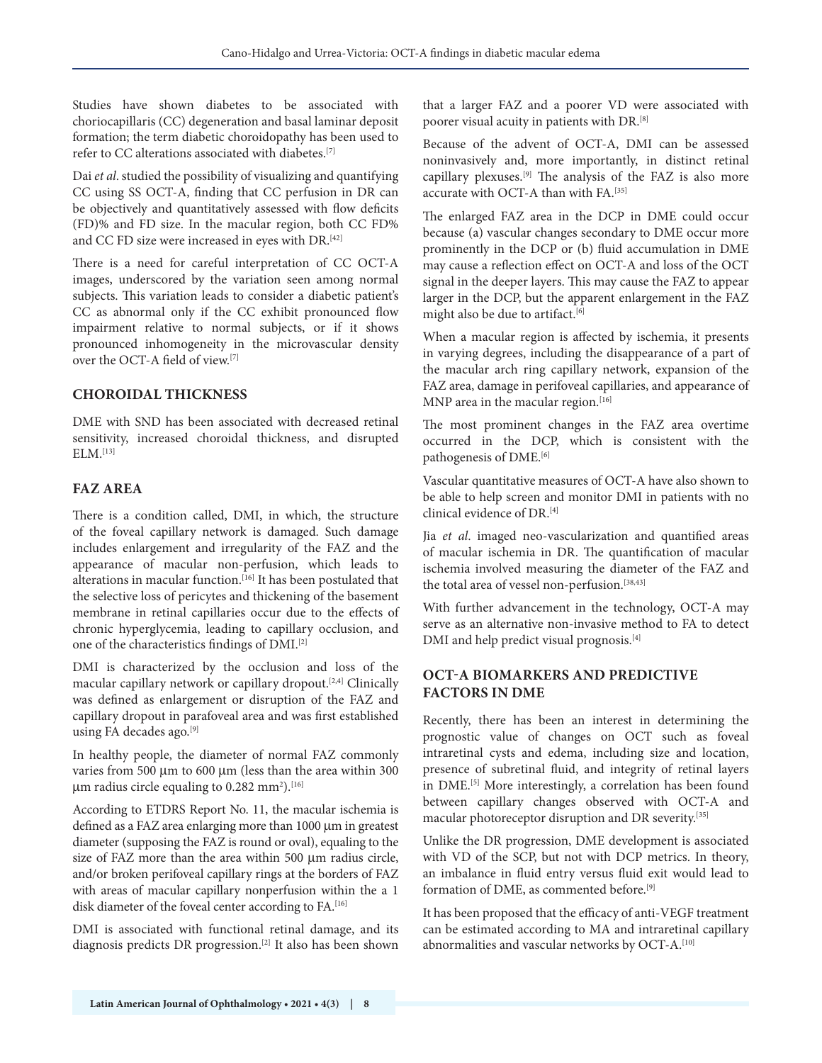Studies have shown diabetes to be associated with choriocapillaris (CC) degeneration and basal laminar deposit formation; the term diabetic choroidopathy has been used to refer to CC alterations associated with diabetes.[7]

Dai *et al*. studied the possibility of visualizing and quantifying CC using SS OCT-A, finding that CC perfusion in DR can be objectively and quantitatively assessed with flow deficits (FD)% and FD size. In the macular region, both CC FD% and CC FD size were increased in eyes with DR.[42]

There is a need for careful interpretation of CC OCT-A images, underscored by the variation seen among normal subjects. This variation leads to consider a diabetic patient's CC as abnormal only if the CC exhibit pronounced flow impairment relative to normal subjects, or if it shows pronounced inhomogeneity in the microvascular density over the OCT-A field of view.[7]

## CHOROIDAL THICKNESS

DME with SND has been associated with decreased retinal sensitivity, increased choroidal thickness, and disrupted ELM.[13]

## FAZ AREA

There is a condition called, DMI, in which, the structure of the foveal capillary network is damaged. Such damage includes enlargement and irregularity of the FAZ and the appearance of macular non-perfusion, which leads to alterations in macular function.[16] It has been postulated that the selective loss of pericytes and thickening of the basement membrane in retinal capillaries occur due to the effects of chronic hyperglycemia, leading to capillary occlusion, and one of the characteristics findings of DMI.[2]

DMI is characterized by the occlusion and loss of the macular capillary network or capillary dropout.[2,4] Clinically was defined as enlargement or disruption of the FAZ and capillary dropout in parafoveal area and was first established using FA decades ago.[9]

In healthy people, the diameter of normal FAZ commonly varies from 500 μm to 600 μm (less than the area within 300 μm radius circle equaling to 0.282 mm$^2$).[16]

According to ETDRS Report No. 11, the macular ischemia is defined as a FAZ area enlarging more than 1000 μm in greatest diameter (supposing the FAZ is round or oval), equaling to the size of FAZ more than the area within 500 μm radius circle, and/or broken perifoveal capillary rings at the borders of FAZ with areas of macular capillary nonperfusion within the a 1 disk diameter of the foveal center according to FA.[16]

DMI is associated with functional retinal damage, and its diagnosis predicts DR progression.[2] It also has been shown that a larger FAZ and a poorer VD were associated with poorer visual acuity in patients with DR.[8]

Because of the advent of OCT-A, DMI can be assessed noninvasively and, more importantly, in distinct retinal capillary plexuses.[9] The analysis of the FAZ is also more accurate with OCT-A than with FA.[35]

The enlarged FAZ area in the DCP in DME could occur because (a) vascular changes secondary to DME occur more prominently in the DCP or (b) fluid accumulation in DME may cause a reflection effect on OCT-A and loss of the OCT signal in the deeper layers. This may cause the FAZ to appear larger in the DCP, but the apparent enlargement in the FAZ might also be due to artifact.[6]

When a macular region is affected by ischemia, it presents in varying degrees, including the disappearance of a part of the macular arch ring capillary network, expansion of the FAZ area, damage in perifoveal capillaries, and appearance of MNP area in the macular region.[16]

The most prominent changes in the FAZ area overtime occurred in the DCP, which is consistent with the pathogenesis of DME.[6]

Vascular quantitative measures of OCT-A have also shown to be able to help screen and monitor DMI in patients with no clinical evidence of DR.[4]

Jia *et al*. imaged neo-vascularization and quantified areas of macular ischemia in DR. The quantification of macular ischemia involved measuring the diameter of the FAZ and the total area of vessel non-perfusion.[38,43]

With further advancement in the technology, OCT-A may serve as an alternative non-invasive method to FA to detect DMI and help predict visual prognosis.[4]

## OCT-A BIOMARKERS AND PREDICTIVE FACTORS IN DME

Recently, there has been an interest in determining the prognostic value of changes on OCT such as foveal intraretinal cysts and edema, including size and location, presence of subretinal fluid, and integrity of retinal layers in DME.[5] More interestingly, a correlation has been found between capillary changes observed with OCT-A and macular photoreceptor disruption and DR severity.[35]

Unlike the DR progression, DME development is associated with VD of the SCP, but not with DCP metrics. In theory, an imbalance in fluid entry versus fluid exit would lead to formation of DME, as commented before.[9]

It has been proposed that the efficacy of anti-VEGF treatment can be estimated according to MA and intraretinal capillary abnormalities and vascular networks by OCT-A.[10]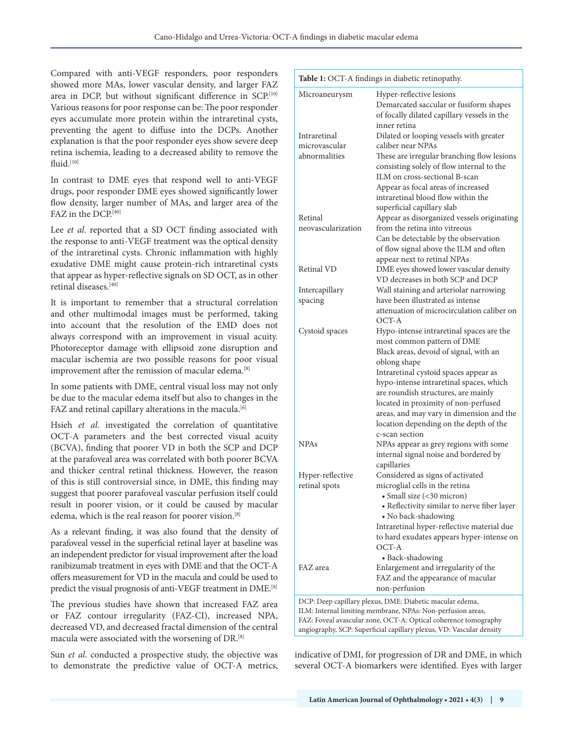Compared with anti-VEGF responders, poor responders showed more MAs, lower vascular density, and larger FAZ area in DCP, but without significant difference in SCP.[10] Various reasons for poor response can be: The poor responder eyes accumulate more protein within the intraretinal cysts, preventing the agent to diffuse into the DCPs. Another explanation is that the poor responder eyes show severe deep retina ischemia, leading to a decreased ability to remove the fluid.[10]

In contrast to DME eyes that respond well to anti-VEGF drugs, poor responder DME eyes showed significantly lower flow density, larger number of MAs, and larger area of the FAZ in the DCP.[40]

Lee *et al*. reported that a SD OCT finding associated with the response to anti-VEGF treatment was the optical density of the intraretinal cysts. Chronic inflammation with highly exudative DME might cause protein-rich intraretinal cysts that appear as hyper-reflective signals on SD OCT, as in other retinal diseases.[40]

It is important to remember that a structural correlation and other multimodal images must be performed, taking into account that the resolution of the EMD does not always correspond with an improvement in visual acuity. Photoreceptor damage with ellipsoid zone disruption and macular ischemia are two possible reasons for poor visual improvement after the remission of macular edema.[8]

In some patients with DME, central visual loss may not only be due to the macular edema itself but also to changes in the FAZ and retinal capillary alterations in the macula.[6]

Hsieh *et al*. investigated the correlation of quantitative OCT-A parameters and the best corrected visual acuity (BCVA), finding that poorer VD in both the SCP and DCP at the parafoveal area was correlated with both poorer BCVA and thicker central retinal thickness. However, the reason of this is still controversial since, in DME, this finding may suggest that poorer parafoveal vascular perfusion itself could result in poorer vision, or it could be caused by macular edema, which is the real reason for poorer vision.[8]

As a relevant finding, it was also found that the density of parafoveal vessel in the superficial retinal layer at baseline was an independent predictor for visual improvement after the load ranibizumab treatment in eyes with DME and that the OCT-A offers measurement for VD in the macula and could be used to predict the visual prognosis of anti-VEGF treatment in DME.[8]

The previous studies have shown that increased FAZ area or FAZ contour irregularity (FAZ-CI), increased NPA, decreased VD, and decreased fractal dimension of the central macula were associated with the worsening of DR.[8]

Sun *et al*. conducted a prospective study, the objective was to demonstrate the predictive value of OCT-A metrics, indicative of DMI, for progression of DR and DME, in which several OCT-A biomarkers were identified. Eyes with larger

**Table 1:** OCT-A findings in diabetic retinopathy.

| Finding | Description |
|---|---|
| Microaneurysm | Hyper-reflective lesions<br>Demarcated saccular or fusiform shapes of focally dilated capillary vessels in the inner retina |
| Intraretinal microvascular abnormalities | Dilated or looping vessels with greater caliber near NPAs<br>These are irregular branching flow lesions consisting solely of flow internal to the ILM on cross-sectional B-scan<br>Appear as focal areas of increased intraretinal blood flow within the superficial capillary slab |
| Retinal neovascularization | Appear as disorganized vessels originating from the retina into vitreous<br>Can be detectable by the observation of flow signal above the ILM and often appear next to retinal NPAs |
| Retinal VD | DME eyes showed lower vascular density<br>VD decreases in both SCP and DCP |
| Intercapillary spacing | Wall staining and arteriolar narrowing have been illustrated as intense attenuation of microcirculation caliber on OCT-A |
| Cystoid spaces | Hypo-intense intraretinal spaces are the most common pattern of DME<br>Black areas, devoid of signal, with an oblong shape<br>Intraretinal cystoid spaces appear as hypo-intense intraretinal spaces, which are roundish structures, are mainly located in proximity of non-perfused areas, and may vary in dimension and the location depending on the depth of the c-scan section |
| NPAs | NPAs appear as grey regions with some internal signal noise and bordered by capillaries |
| Hyper-reflective retinal spots | Considered as signs of activated microglial cells in the retina<br>• Small size (<30 micron)<br>• Reflectivity similar to nerve fiber layer<br>• No back-shadowing<br>Intraretinal hyper-reflective material due to hard exudates appears hyper-intense on OCT-A<br>• Back-shadowing |
| FAZ area | Enlargement and irregularity of the FAZ and the appearance of macular non-perfusion |

DCP: Deep capillary plexus, DME: Diabetic macular edema, ILM: Internal limiting membrane, NPAs: Non-perfusion areas, FAZ: Foveal avascular zone, OCT-A: Optical coherence tomography angiography, SCP: Superficial capillary plexus, VD: Vascular density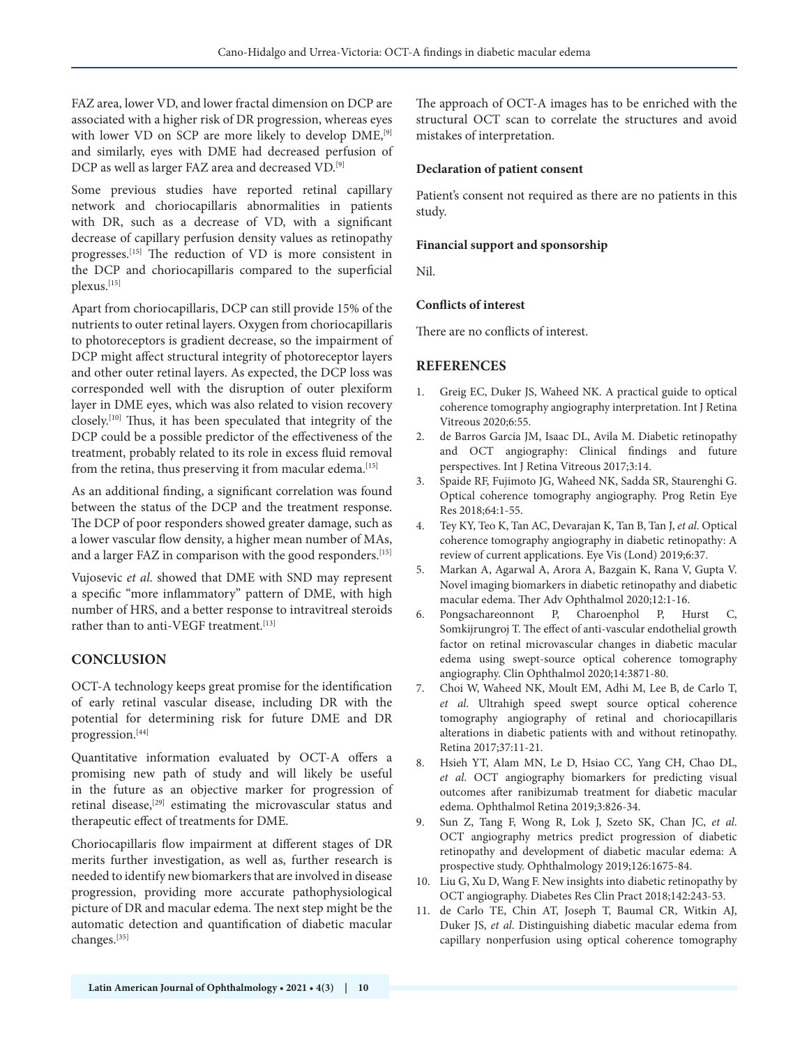FAZ area, lower VD, and lower fractal dimension on DCP are associated with a higher risk of DR progression, whereas eyes with lower VD on SCP are more likely to develop DME,[9] and similarly, eyes with DME had decreased perfusion of DCP as well as larger FAZ area and decreased VD.[9]

Some previous studies have reported retinal capillary network and choriocapillaris abnormalities in patients with DR, such as a decrease of VD, with a significant decrease of capillary perfusion density values as retinopathy progresses.[15] The reduction of VD is more consistent in the DCP and choriocapillaris compared to the superficial plexus.[15]

Apart from choriocapillaris, DCP can still provide 15% of the nutrients to outer retinal layers. Oxygen from choriocapillaris to photoreceptors is gradient decrease, so the impairment of DCP might affect structural integrity of photoreceptor layers and other outer retinal layers. As expected, the DCP loss was corresponded well with the disruption of outer plexiform layer in DME eyes, which was also related to vision recovery closely.[10] Thus, it has been speculated that integrity of the DCP could be a possible predictor of the effectiveness of the treatment, probably related to its role in excess fluid removal from the retina, thus preserving it from macular edema.[15]

As an additional finding, a significant correlation was found between the status of the DCP and the treatment response. The DCP of poor responders showed greater damage, such as a lower vascular flow density, a higher mean number of MAs, and a larger FAZ in comparison with the good responders.[15]

Vujosevic *et al*. showed that DME with SND may represent a specific "more inflammatory" pattern of DME, with high number of HRS, and a better response to intravitreal steroids rather than to anti-VEGF treatment.[13]

## CONCLUSION

OCT-A technology keeps great promise for the identification of early retinal vascular disease, including DR with the potential for determining risk for future DME and DR progression.[44]

Quantitative information evaluated by OCT-A offers a promising new path of study and will likely be useful in the future as an objective marker for progression of retinal disease,[29] estimating the microvascular status and therapeutic effect of treatments for DME.

Choriocapillaris flow impairment at different stages of DR merits further investigation, as well as, further research is needed to identify new biomarkers that are involved in disease progression, providing more accurate pathophysiological picture of DR and macular edema. The next step might be the automatic detection and quantification of diabetic macular changes.[35]

The approach of OCT-A images has to be enriched with the structural OCT scan to correlate the structures and avoid mistakes of interpretation.

### Declaration of patient consent

Patient's consent not required as there are no patients in this study.

### Financial support and sponsorship

Nil.

### Conflicts of interest

There are no conflicts of interest.

## REFERENCES

1. Greig EC, Duker JS, Waheed NK. A practical guide to optical coherence tomography angiography interpretation. Int J Retina Vitreous 2020;6:55.
2. de Barros Garcia JM, Isaac DL, Avila M. Diabetic retinopathy and OCT angiography: Clinical findings and future perspectives. Int J Retina Vitreous 2017;3:14.
3. Spaide RF, Fujimoto JG, Waheed NK, Sadda SR, Staurenghi G. Optical coherence tomography angiography. Prog Retin Eye Res 2018;64:1-55.
4. Tey KY, Teo K, Tan AC, Devarajan K, Tan B, Tan J, *et al*. Optical coherence tomography angiography in diabetic retinopathy: A review of current applications. Eye Vis (Lond) 2019;6:37.
5. Markan A, Agarwal A, Arora A, Bazgain K, Rana V, Gupta V. Novel imaging biomarkers in diabetic retinopathy and diabetic macular edema. Ther Adv Ophthalmol 2020;12:1-16.
6. Pongsachareonnont P, Charoenphol P, Hurst C, Somkijrungroj T. The effect of anti-vascular endothelial growth factor on retinal microvascular changes in diabetic macular edema using swept-source optical coherence tomography angiography. Clin Ophthalmol 2020;14:3871-80.
7. Choi W, Waheed NK, Moult EM, Adhi M, Lee B, de Carlo T, *et al*. Ultrahigh speed swept source optical coherence tomography angiography of retinal and choriocapillaris alterations in diabetic patients with and without retinopathy. Retina 2017;37:11-21.
8. Hsieh YT, Alam MN, Le D, Hsiao CC, Yang CH, Chao DL, *et al*. OCT angiography biomarkers for predicting visual outcomes after ranibizumab treatment for diabetic macular edema. Ophthalmol Retina 2019;3:826-34.
9. Sun Z, Tang F, Wong R, Lok J, Szeto SK, Chan JC, *et al*. OCT angiography metrics predict progression of diabetic retinopathy and development of diabetic macular edema: A prospective study. Ophthalmology 2019;126:1675-84.
10. Liu G, Xu D, Wang F. New insights into diabetic retinopathy by OCT angiography. Diabetes Res Clin Pract 2018;142:243-53.
11. de Carlo TE, Chin AT, Joseph T, Baumal CR, Witkin AJ, Duker JS, *et al*. Distinguishing diabetic macular edema from capillary nonperfusion using optical coherence tomography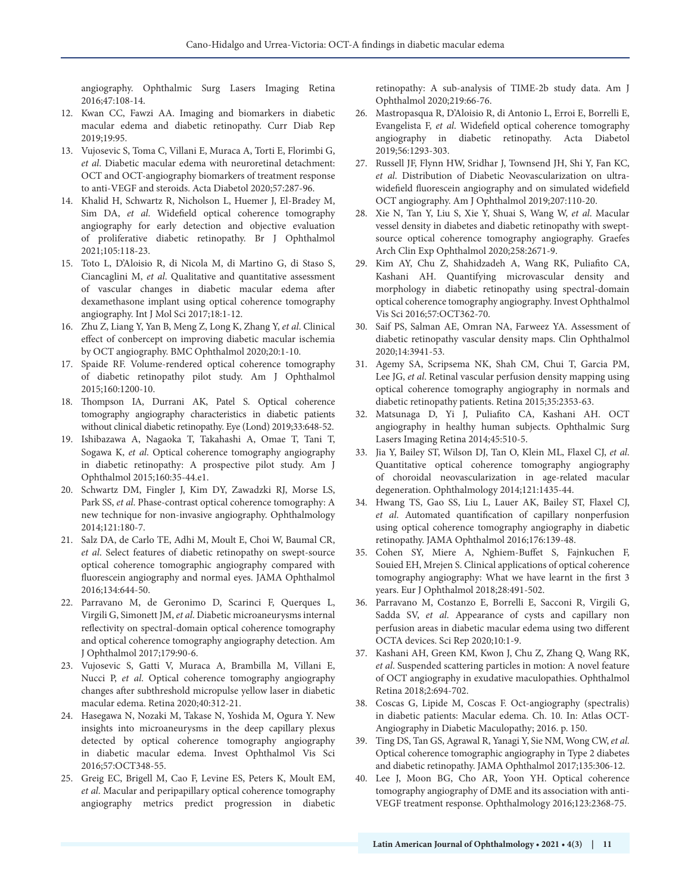angiography. Ophthalmic Surg Lasers Imaging Retina 2016;47:108-14.

12. Kwan CC, Fawzi AA. Imaging and biomarkers in diabetic macular edema and diabetic retinopathy. Curr Diab Rep 2019;19:95.
13. Vujosevic S, Toma C, Villani E, Muraca A, Torti E, Florimbi G, *et al*. Diabetic macular edema with neuroretinal detachment: OCT and OCT-angiography biomarkers of treatment response to anti-VEGF and steroids. Acta Diabetol 2020;57:287-96.
14. Khalid H, Schwartz R, Nicholson L, Huemer J, El-Bradey M, Sim DA, *et al*. Widefield optical coherence tomography angiography for early detection and objective evaluation of proliferative diabetic retinopathy. Br J Ophthalmol 2021;105:118-23.
15. Toto L, D'Aloisio R, di Nicola M, di Martino G, di Staso S, Ciancaglini M, *et al*. Qualitative and quantitative assessment of vascular changes in diabetic macular edema after dexamethasone implant using optical coherence tomography angiography. Int J Mol Sci 2017;18:1-12.
16. Zhu Z, Liang Y, Yan B, Meng Z, Long K, Zhang Y, *et al*. Clinical effect of conbercept on improving diabetic macular ischemia by OCT angiography. BMC Ophthalmol 2020;20:1-10.
17. Spaide RF. Volume-rendered optical coherence tomography of diabetic retinopathy pilot study. Am J Ophthalmol 2015;160:1200-10.
18. Thompson IA, Durrani AK, Patel S. Optical coherence tomography angiography characteristics in diabetic patients without clinical diabetic retinopathy. Eye (Lond) 2019;33:648-52.
19. Ishibazawa A, Nagaoka T, Takahashi A, Omae T, Tani T, Sogawa K, *et al*. Optical coherence tomography angiography in diabetic retinopathy: A prospective pilot study. Am J Ophthalmol 2015;160:35-44.e1.
20. Schwartz DM, Fingler J, Kim DY, Zawadzki RJ, Morse LS, Park SS, *et al*. Phase-contrast optical coherence tomography: A new technique for non-invasive angiography. Ophthalmology 2014;121:180-7.
21. Salz DA, de Carlo TE, Adhi M, Moult E, Choi W, Baumal CR, *et al*. Select features of diabetic retinopathy on swept-source optical coherence tomographic angiography compared with fluorescein angiography and normal eyes. JAMA Ophthalmol 2016;134:644-50.
22. Parravano M, de Geronimo D, Scarinci F, Querques L, Virgili G, Simonett JM, *et al*. Diabetic microaneurysms internal reflectivity on spectral-domain optical coherence tomography and optical coherence tomography angiography detection. Am J Ophthalmol 2017;179:90-6.
23. Vujosevic S, Gatti V, Muraca A, Brambilla M, Villani E, Nucci P, *et al*. Optical coherence tomography angiography changes after subthreshold micropulse yellow laser in diabetic macular edema. Retina 2020;40:312-21.
24. Hasegawa N, Nozaki M, Takase N, Yoshida M, Ogura Y. New insights into microaneurysms in the deep capillary plexus detected by optical coherence tomography angiography in diabetic macular edema. Invest Ophthalmol Vis Sci 2016;57:OCT348-55.
25. Greig EC, Brigell M, Cao F, Levine ES, Peters K, Moult EM, *et al*. Macular and peripapillary optical coherence tomography angiography metrics predict progression in diabetic retinopathy: A sub-analysis of TIME-2b study data. Am J Ophthalmol 2020;219:66-76.
26. Mastropasqua R, D'Aloisio R, di Antonio L, Erroi E, Borrelli E, Evangelista F, *et al*. Widefield optical coherence tomography angiography in diabetic retinopathy. Acta Diabetol 2019;56:1293-303.
27. Russell JF, Flynn HW, Sridhar J, Townsend JH, Shi Y, Fan KC, *et al*. Distribution of Diabetic Neovascularization on ultra-widefield fluorescein angiography and on simulated widefield OCT angiography. Am J Ophthalmol 2019;207:110-20.
28. Xie N, Tan Y, Liu S, Xie Y, Shuai S, Wang W, *et al*. Macular vessel density in diabetes and diabetic retinopathy with swept-source optical coherence tomography angiography. Graefes Arch Clin Exp Ophthalmol 2020;258:2671-9.
29. Kim AY, Chu Z, Shahidzadeh A, Wang RK, Puliafito CA, Kashani AH. Quantifying microvascular density and morphology in diabetic retinopathy using spectral-domain optical coherence tomography angiography. Invest Ophthalmol Vis Sci 2016;57:OCT362-70.
30. Saif PS, Salman AE, Omran NA, Farweez YA. Assessment of diabetic retinopathy vascular density maps. Clin Ophthalmol 2020;14:3941-53.
31. Agemy SA, Scripsema NK, Shah CM, Chui T, Garcia PM, Lee JG, *et al*. Retinal vascular perfusion density mapping using optical coherence tomography angiography in normals and diabetic retinopathy patients. Retina 2015;35:2353-63.
32. Matsunaga D, Yi J, Puliafito CA, Kashani AH. OCT angiography in healthy human subjects. Ophthalmic Surg Lasers Imaging Retina 2014;45:510-5.
33. Jia Y, Bailey ST, Wilson DJ, Tan O, Klein ML, Flaxel CJ, *et al*. Quantitative optical coherence tomography angiography of choroidal neovascularization in age-related macular degeneration. Ophthalmology 2014;121:1435-44.
34. Hwang TS, Gao SS, Liu L, Lauer AK, Bailey ST, Flaxel CJ, *et al*. Automated quantification of capillary nonperfusion using optical coherence tomography angiography in diabetic retinopathy. JAMA Ophthalmol 2016;176:139-48.
35. Cohen SY, Miere A, Nghiem-Buffet S, Fajnkuchen F, Souied EH, Mrejen S. Clinical applications of optical coherence tomography angiography: What we have learnt in the first 3 years. Eur J Ophthalmol 2018;28:491-502.
36. Parravano M, Costanzo E, Borrelli E, Sacconi R, Virgili G, Sadda SV, *et al*. Appearance of cysts and capillary non perfusion areas in diabetic macular edema using two different OCTA devices. Sci Rep 2020;10:1-9.
37. Kashani AH, Green KM, Kwon J, Chu Z, Zhang Q, Wang RK, *et al*. Suspended scattering particles in motion: A novel feature of OCT angiography in exudative maculopathies. Ophthalmol Retina 2018;2:694-702.
38. Coscas G, Lipide M, Coscas F. Oct-angiography (spectralis) in diabetic patients: Macular edema. Ch. 10. In: Atlas OCT-Angiography in Diabetic Maculopathy; 2016. p. 150.
39. Ting DS, Tan GS, Agrawal R, Yanagi Y, Sie NM, Wong CW, *et al*. Optical coherence tomographic angiography in Type 2 diabetes and diabetic retinopathy. JAMA Ophthalmol 2017;135:306-12.
40. Lee J, Moon BG, Cho AR, Yoon YH. Optical coherence tomography angiography of DME and its association with anti-VEGF treatment response. Ophthalmology 2016;123:2368-75.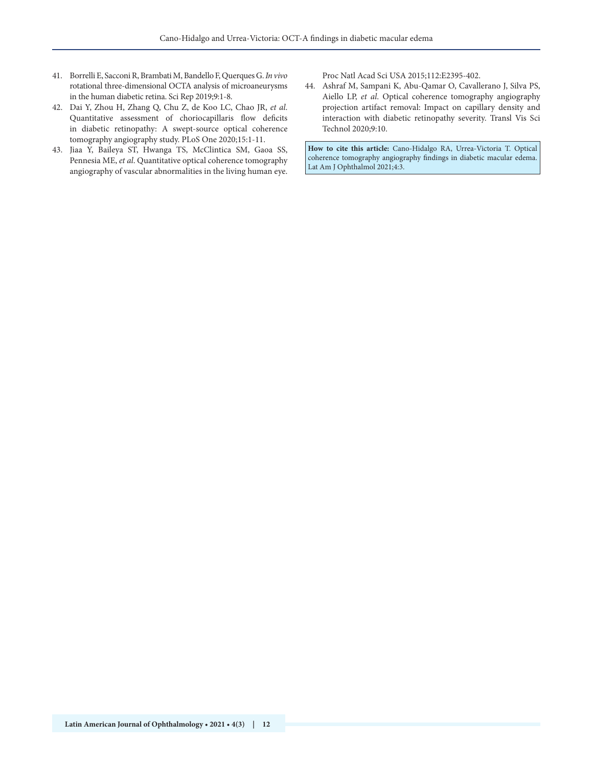41. Borrelli E, Sacconi R, Brambati M, Bandello F, Querques G. *In vivo* rotational three-dimensional OCTA analysis of microaneurysms in the human diabetic retina. Sci Rep 2019;9:1-8.
42. Dai Y, Zhou H, Zhang Q, Chu Z, de Koo LC, Chao JR, *et al*. Quantitative assessment of choriocapillaris flow deficits in diabetic retinopathy: A swept-source optical coherence tomography angiography study. PLoS One 2020;15:1-11.
43. Jiaa Y, Baileya ST, Hwanga TS, McClintica SM, Gaoa SS, Pennesia ME, *et al*. Quantitative optical coherence tomography angiography of vascular abnormalities in the living human eye. Proc Natl Acad Sci USA 2015;112:E2395-402.
44. Ashraf M, Sampani K, Abu-Qamar O, Cavallerano J, Silva PS, Aiello LP, *et al*. Optical coherence tomography angiography projection artifact removal: Impact on capillary density and interaction with diabetic retinopathy severity. Transl Vis Sci Technol 2020;9:10.

**How to cite this article:** Cano-Hidalgo RA, Urrea-Victoria T. Optical coherence tomography angiography findings in diabetic macular edema. Lat Am J Ophthalmol 2021;4:3.